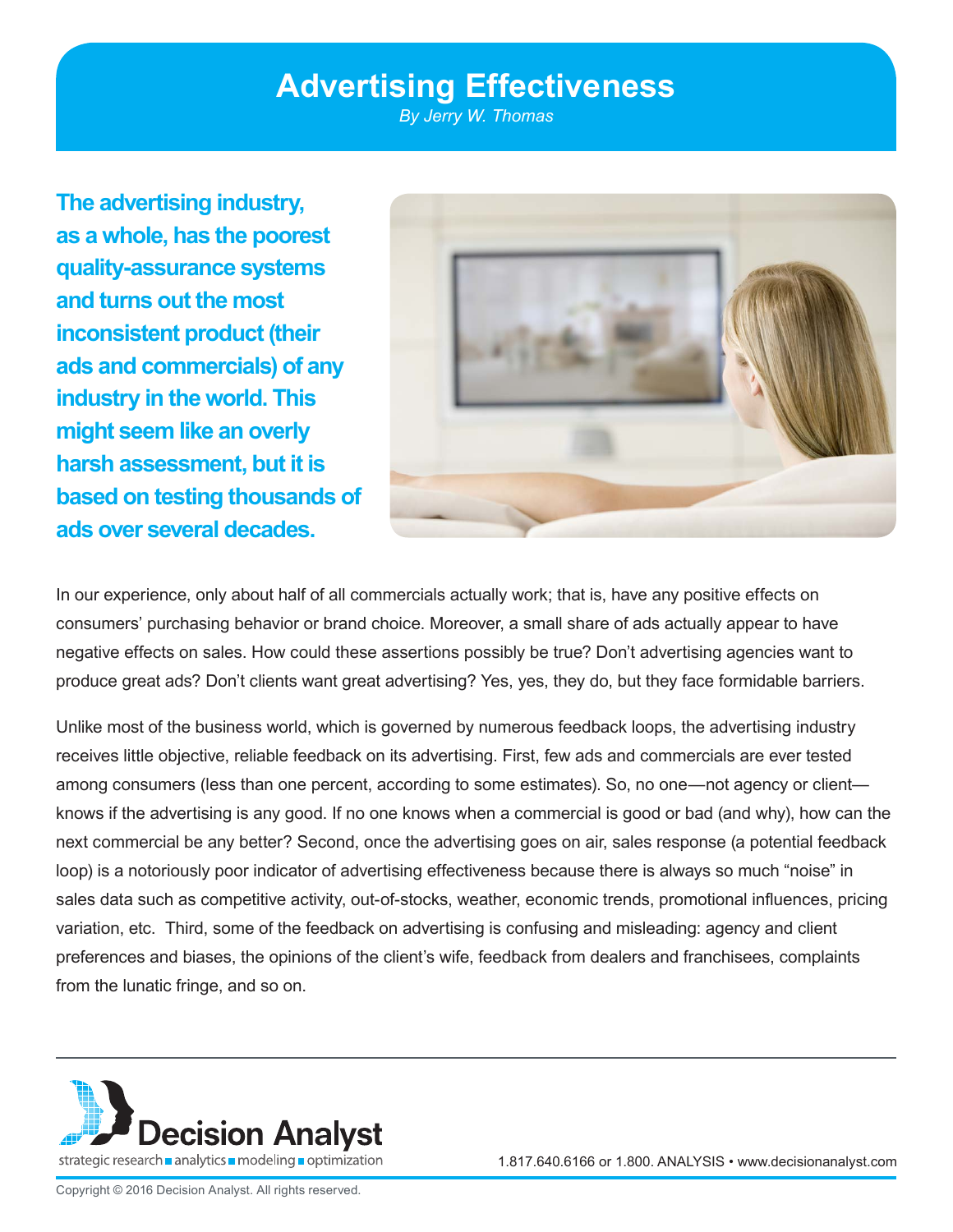# Advertising Effectiveness

*By Jerry W. Thomas*

**The advertising industry, as a whole, has the poorest quality-assurance systems and turns out the most inconsistent product (their ads and commercials) of any industry in the world. This might seem like an overly harsh assessment, but it is based on testing thousands of ads over several decades.**

In our experience, only about half of all commercials actually work; that is, have any positive effects on consumers' purchasing behavior or brand choice. Moreover, a small share of ads actually appear to have negative effects on sales. How could these assertions possibly be true? Don't advertising agencies want to produce great ads? Don't clients want great advertising? Yes, yes, they do, but they face formidable barriers.

Unlike most of the business world, which is governed by numerous feedback loops, the advertising industry receives little objective, reliable feedback on its advertising. First, few ads and commercials are ever tested among consumers (less than one percent, according to some estimates). So, no one—not agency or client—knows if the advertising is any good. If no one knows when a commercial is good or bad (and why), how can the next commercial be any better? Second, once the advertising goes on air, sales response (a potential feedback loop) is a notoriously poor indicator of advertising effectiveness because there is always so much "noise" in sales data such as competitive activity, out-of-stocks, weather, economic trends, promotional influences, pricing variation, etc. Third, some of the feedback on advertising is confusing and misleading: agency and client preferences and biases, the opinions of the client's wife, feedback from dealers and franchisees, complaints from the lunatic fringe, and so on.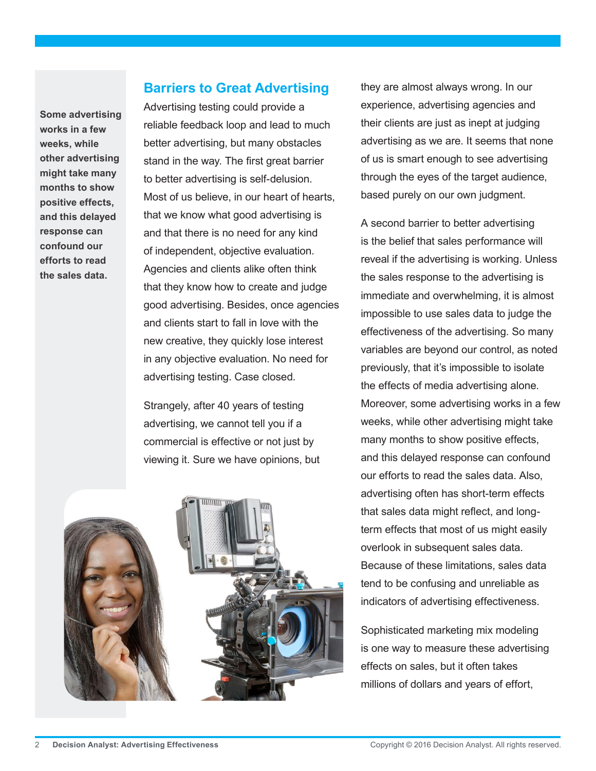**Some advertising works in a few weeks, while other advertising might take many months to show positive effects, and this delayed response can confound our efforts to read the sales data.**

## Barriers to Great Advertising

Advertising testing could provide a reliable feedback loop and lead to much better advertising, but many obstacles stand in the way. The first great barrier to better advertising is self-delusion. Most of us believe, in our heart of hearts, that we know what good advertising is and that there is no need for any kind of independent, objective evaluation. Agencies and clients alike often think that they know how to create and judge good advertising. Besides, once agencies and clients start to fall in love with the new creative, they quickly lose interest in any objective evaluation. No need for advertising testing. Case closed.

Strangely, after 40 years of testing advertising, we cannot tell you if a commercial is effective or not just by viewing it. Sure we have opinions, but they are almost always wrong. In our experience, advertising agencies and their clients are just as inept at judging advertising as we are. It seems that none of us is smart enough to see advertising through the eyes of the target audience, based purely on our own judgment.

A second barrier to better advertising is the belief that sales performance will reveal if the advertising is working. Unless the sales response to the advertising is immediate and overwhelming, it is almost impossible to use sales data to judge the effectiveness of the advertising. So many variables are beyond our control, as noted previously, that it's impossible to isolate the effects of media advertising alone. Moreover, some advertising works in a few weeks, while other advertising might take many months to show positive effects, and this delayed response can confound our efforts to read the sales data. Also, advertising often has short-term effects that sales data might reflect, and long-term effects that most of us might easily overlook in subsequent sales data. Because of these limitations, sales data tend to be confusing and unreliable as indicators of advertising effectiveness.

Sophisticated marketing mix modeling is one way to measure these advertising effects on sales, but it often takes millions of dollars and years of effort,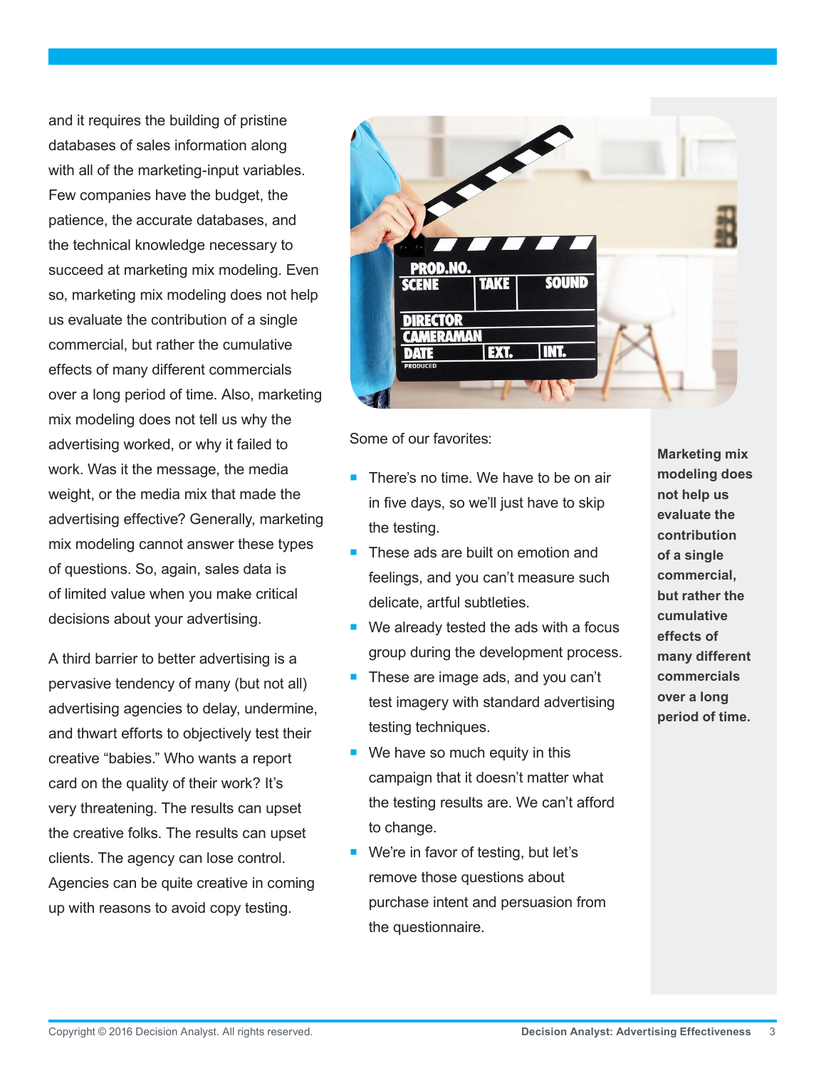and it requires the building of pristine databases of sales information along with all of the marketing-input variables. Few companies have the budget, the patience, the accurate databases, and the technical knowledge necessary to succeed at marketing mix modeling. Even so, marketing mix modeling does not help us evaluate the contribution of a single commercial, but rather the cumulative effects of many different commercials over a long period of time. Also, marketing mix modeling does not tell us why the advertising worked, or why it failed to work. Was it the message, the media weight, or the media mix that made the advertising effective? Generally, marketing mix modeling cannot answer these types of questions. So, again, sales data is of limited value when you make critical decisions about your advertising.

A third barrier to better advertising is a pervasive tendency of many (but not all) advertising agencies to delay, undermine, and thwart efforts to objectively test their creative "babies." Who wants a report card on the quality of their work? It's very threatening. The results can upset the creative folks. The results can upset clients. The agency can lose control. Agencies can be quite creative in coming up with reasons to avoid copy testing.

Some of our favorites:

- There's no time. We have to be on air in five days, so we'll just have to skip the testing.
- These ads are built on emotion and feelings, and you can't measure such delicate, artful subtleties.
- We already tested the ads with a focus group during the development process.
- These are image ads, and you can't test imagery with standard advertising testing techniques.
- We have so much equity in this campaign that it doesn't matter what the testing results are. We can't afford to change.
- We're in favor of testing, but let's remove those questions about purchase intent and persuasion from the questionnaire.

**Marketing mix modeling does not help us evaluate the contribution of a single commercial, but rather the cumulative effects of many different commercials over a long period of time.**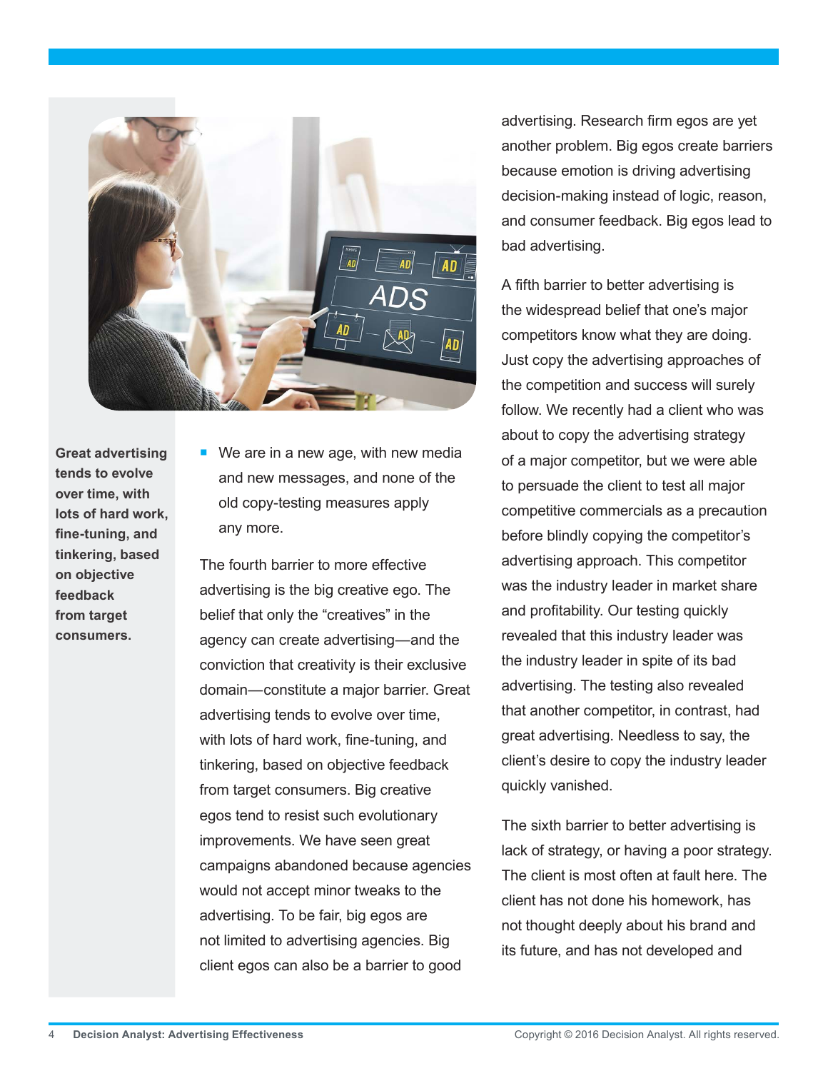**Great advertising tends to evolve over time, with lots of hard work, fine-tuning, and tinkering, based on objective feedback from target consumers.**

- We are in a new age, with new media and new messages, and none of the old copy-testing measures apply any more.

The fourth barrier to more effective advertising is the big creative ego. The belief that only the "creatives" in the agency can create advertising—and the conviction that creativity is their exclusive domain—constitute a major barrier. Great advertising tends to evolve over time, with lots of hard work, fine-tuning, and tinkering, based on objective feedback from target consumers. Big creative egos tend to resist such evolutionary improvements. We have seen great campaigns abandoned because agencies would not accept minor tweaks to the advertising. To be fair, big egos are not limited to advertising agencies. Big client egos can also be a barrier to good advertising. Research firm egos are yet another problem. Big egos create barriers because emotion is driving advertising decision-making instead of logic, reason, and consumer feedback. Big egos lead to bad advertising.

A fifth barrier to better advertising is the widespread belief that one's major competitors know what they are doing. Just copy the advertising approaches of the competition and success will surely follow. We recently had a client who was about to copy the advertising strategy of a major competitor, but we were able to persuade the client to test all major competitive commercials as a precaution before blindly copying the competitor's advertising approach. This competitor was the industry leader in market share and profitability. Our testing quickly revealed that this industry leader was the industry leader in spite of its bad advertising. The testing also revealed that another competitor, in contrast, had great advertising. Needless to say, the client's desire to copy the industry leader quickly vanished.

The sixth barrier to better advertising is lack of strategy, or having a poor strategy. The client is most often at fault here. The client has not done his homework, has not thought deeply about his brand and its future, and has not developed and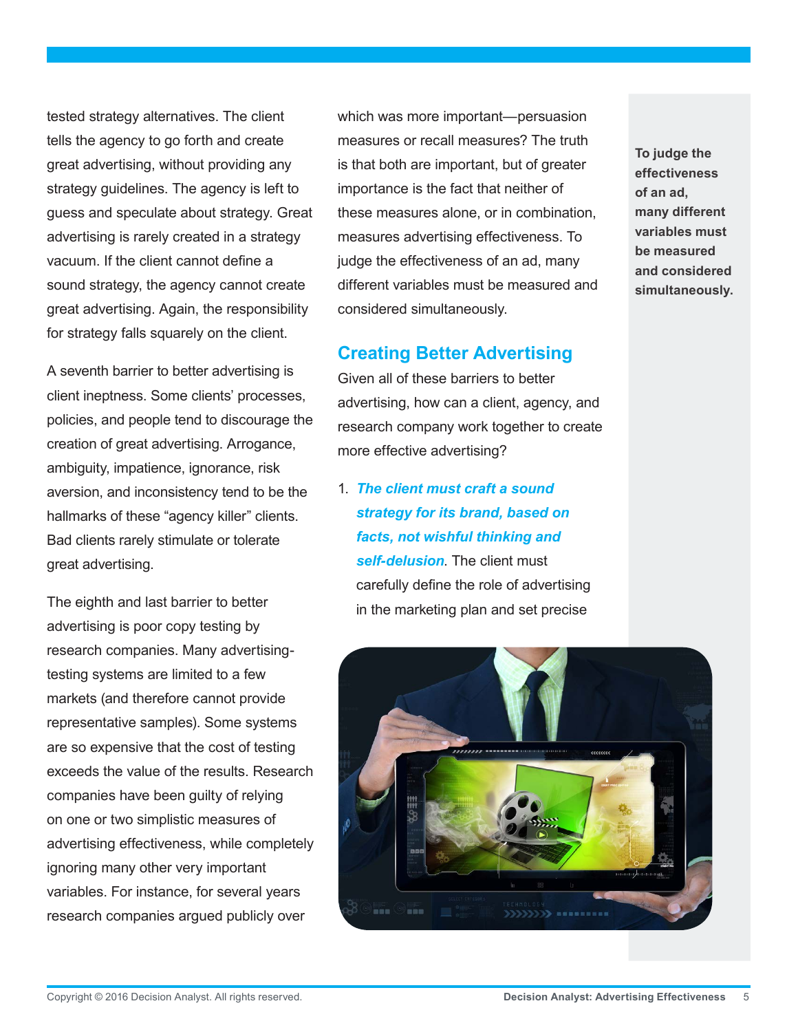tested strategy alternatives. The client tells the agency to go forth and create great advertising, without providing any strategy guidelines. The agency is left to guess and speculate about strategy. Great advertising is rarely created in a strategy vacuum. If the client cannot define a sound strategy, the agency cannot create great advertising. Again, the responsibility for strategy falls squarely on the client.

A seventh barrier to better advertising is client ineptness. Some clients' processes, policies, and people tend to discourage the creation of great advertising. Arrogance, ambiguity, impatience, ignorance, risk aversion, and inconsistency tend to be the hallmarks of these "agency killer" clients. Bad clients rarely stimulate or tolerate great advertising.

The eighth and last barrier to better advertising is poor copy testing by research companies. Many advertising-testing systems are limited to a few markets (and therefore cannot provide representative samples). Some systems are so expensive that the cost of testing exceeds the value of the results. Research companies have been guilty of relying on one or two simplistic measures of advertising effectiveness, while completely ignoring many other very important variables. For instance, for several years research companies argued publicly over which was more important—persuasion measures or recall measures? The truth is that both are important, but of greater importance is the fact that neither of these measures alone, or in combination, measures advertising effectiveness. To judge the effectiveness of an ad, many different variables must be measured and considered simultaneously.

**To judge the effectiveness of an ad, many different variables must be measured and considered simultaneously.**

## Creating Better Advertising

Given all of these barriers to better advertising, how can a client, agency, and research company work together to create more effective advertising?

1. ***The client must craft a sound strategy for its brand, based on facts, not wishful thinking and self-delusion***. The client must carefully define the role of advertising in the marketing plan and set precise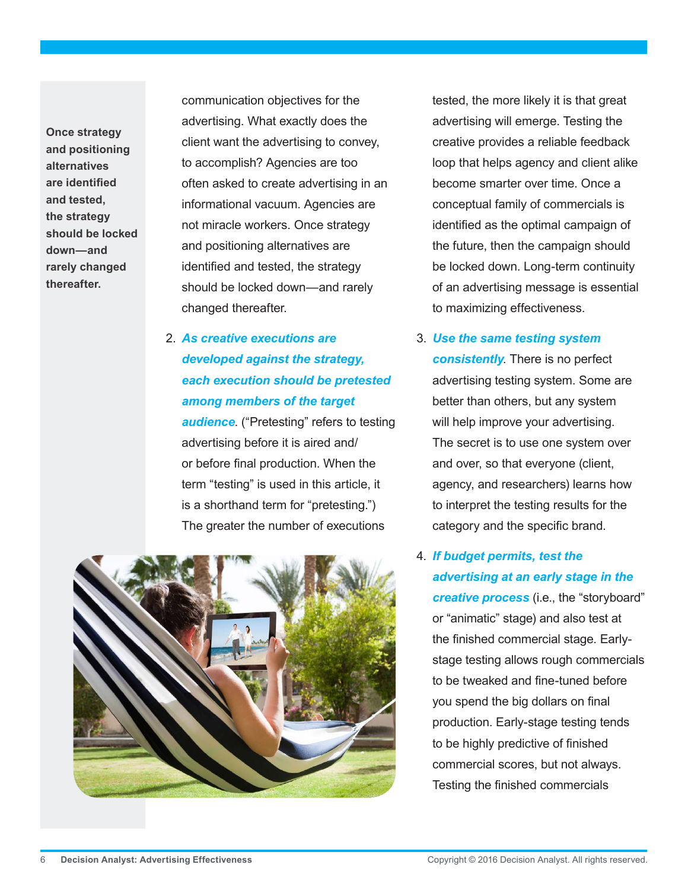> **Once strategy and positioning alternatives are identified and tested, the strategy should be locked down—and rarely changed thereafter.**

communication objectives for the advertising. What exactly does the client want the advertising to convey, to accomplish? Agencies are too often asked to create advertising in an informational vacuum. Agencies are not miracle workers. Once strategy and positioning alternatives are identified and tested, the strategy should be locked down—and rarely changed thereafter.

2. ***As creative executions are developed against the strategy, each execution should be pretested among members of the target audience***. ("Pretesting" refers to testing advertising before it is aired and/or before final production. When the term "testing" is used in this article, it is a shorthand term for "pretesting.") The greater the number of executions tested, the more likely it is that great advertising will emerge. Testing the creative provides a reliable feedback loop that helps agency and client alike become smarter over time. Once a conceptual family of commercials is identified as the optimal campaign of the future, then the campaign should be locked down. Long-term continuity of an advertising message is essential to maximizing effectiveness.

3. ***Use the same testing system consistently***. There is no perfect advertising testing system. Some are better than others, but any system will help improve your advertising. The secret is to use one system over and over, so that everyone (client, agency, and researchers) learns how to interpret the testing results for the category and the specific brand.

4. ***If budget permits, test the advertising at an early stage in the creative process*** (i.e., the "storyboard" or "animatic" stage) and also test at the finished commercial stage. Early-stage testing allows rough commercials to be tweaked and fine-tuned before you spend the big dollars on final production. Early-stage testing tends to be highly predictive of finished commercial scores, but not always. Testing the finished commercials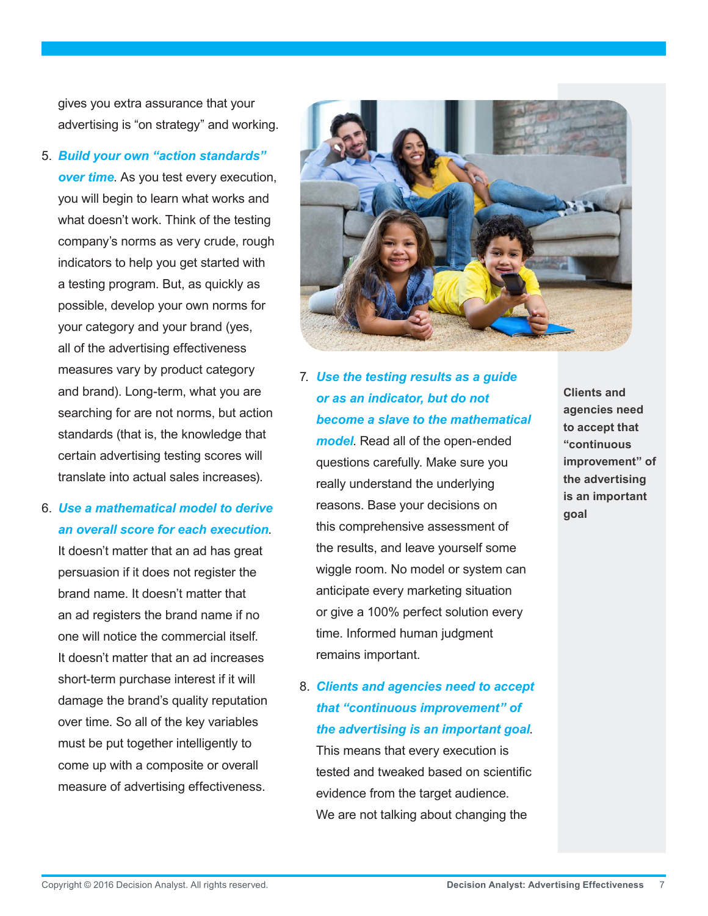gives you extra assurance that your advertising is "on strategy" and working.

5. ***Build your own "action standards" over time***. As you test every execution, you will begin to learn what works and what doesn't work. Think of the testing company's norms as very crude, rough indicators to help you get started with a testing program. But, as quickly as possible, develop your own norms for your category and your brand (yes, all of the advertising effectiveness measures vary by product category and brand). Long-term, what you are searching for are not norms, but action standards (that is, the knowledge that certain advertising testing scores will translate into actual sales increases).

6. ***Use a mathematical model to derive an overall score for each execution***. It doesn't matter that an ad has great persuasion if it does not register the brand name. It doesn't matter that an ad registers the brand name if no one will notice the commercial itself. It doesn't matter that an ad increases short-term purchase interest if it will damage the brand's quality reputation over time. So all of the key variables must be put together intelligently to come up with a composite or overall measure of advertising effectiveness.

7. ***Use the testing results as a guide or as an indicator, but do not become a slave to the mathematical model***. Read all of the open-ended questions carefully. Make sure you really understand the underlying reasons. Base your decisions on this comprehensive assessment of the results, and leave yourself some wiggle room. No model or system can anticipate every marketing situation or give a 100% perfect solution every time. Informed human judgment remains important.

8. ***Clients and agencies need to accept that "continuous improvement" of the advertising is an important goal***. This means that every execution is tested and tweaked based on scientific evidence from the target audience. We are not talking about changing the

**Clients and agencies need to accept that "continuous improvement" of the advertising is an important goal**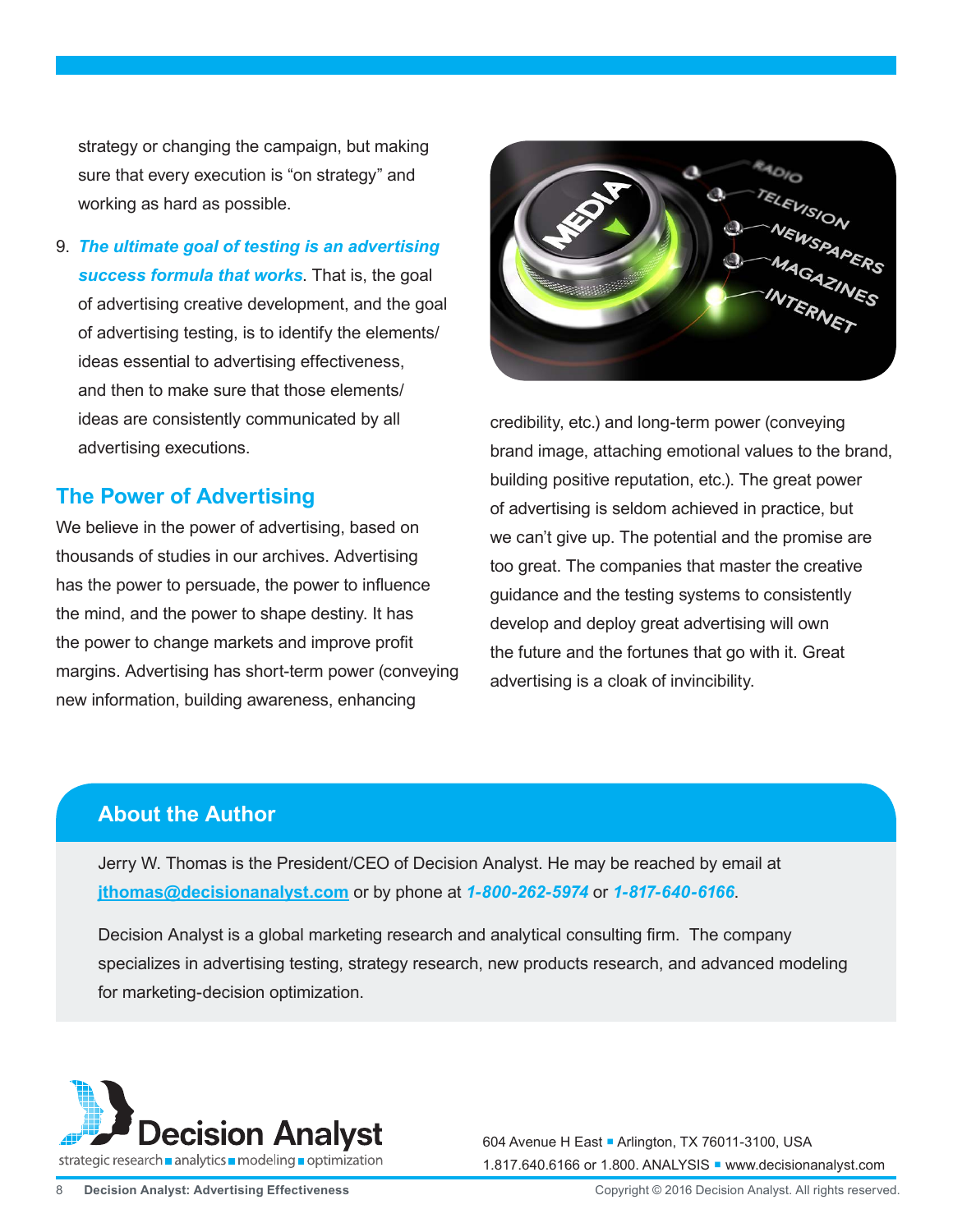strategy or changing the campaign, but making sure that every execution is "on strategy" and working as hard as possible.

9. ***The ultimate goal of testing is an advertising success formula that works***. That is, the goal of advertising creative development, and the goal of advertising testing, is to identify the elements/ideas essential to advertising effectiveness, and then to make sure that those elements/ideas are consistently communicated by all advertising executions.

## The Power of Advertising

We believe in the power of advertising, based on thousands of studies in our archives. Advertising has the power to persuade, the power to influence the mind, and the power to shape destiny. It has the power to change markets and improve profit margins. Advertising has short-term power (conveying new information, building awareness, enhancing credibility, etc.) and long-term power (conveying brand image, attaching emotional values to the brand, building positive reputation, etc.). The great power of advertising is seldom achieved in practice, but we can't give up. The potential and the promise are too great. The companies that master the creative guidance and the testing systems to consistently develop and deploy great advertising will own the future and the fortunes that go with it. Great advertising is a cloak of invincibility.

## About the Author

Jerry W. Thomas is the President/CEO of Decision Analyst. He may be reached by email at jthomas@decisionanalyst.com or by phone at ***1-800-262-5974*** or ***1-817-640-6166***.

Decision Analyst is a global marketing research and analytical consulting firm. The company specializes in advertising testing, strategy research, new products research, and advanced modeling for marketing-decision optimization.

Decision Analyst

strategic research ▪ analytics ▪ modeling ▪ optimization

604 Avenue H East ▪ Arlington, TX 76011-3100, USA
1.817.640.6166 or 1.800. ANALYSIS ▪ www.decisionanalyst.com

Copyright © 2016 Decision Analyst. All rights reserved.